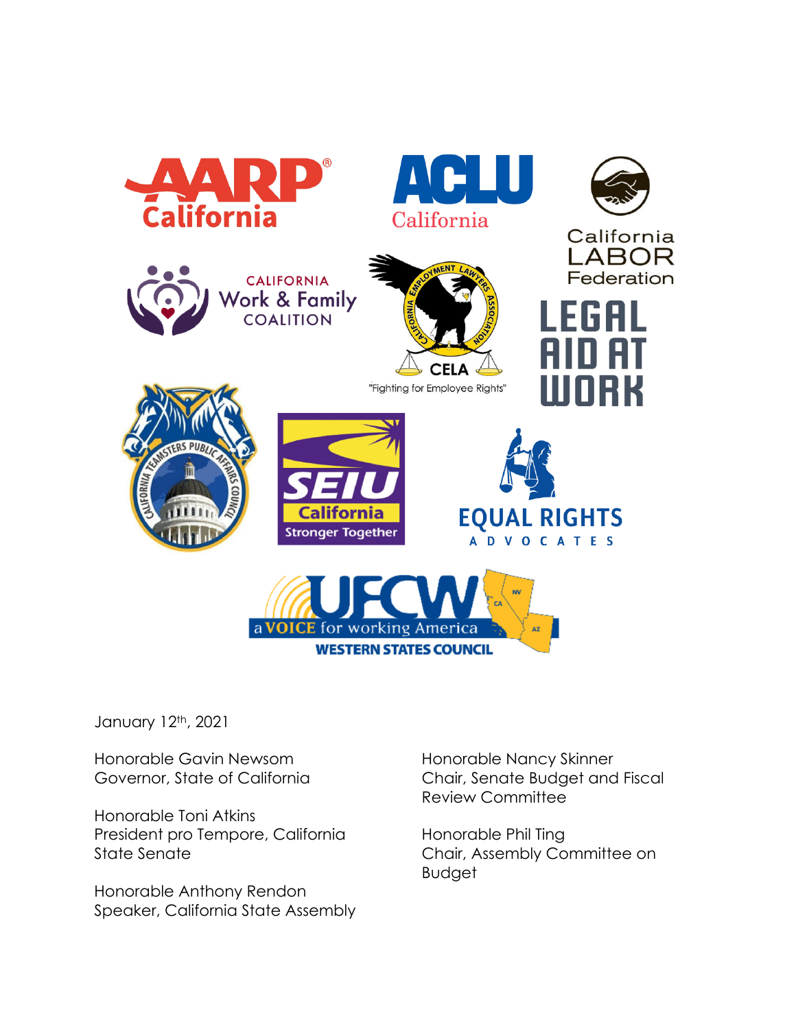January 12th, 2021

Honorable Gavin Newsom
Governor, State of California

Honorable Toni Atkins
President pro Tempore, California State Senate

Honorable Anthony Rendon
Speaker, California State Assembly

Honorable Nancy Skinner
Chair, Senate Budget and Fiscal Review Committee

Honorable Phil Ting
Chair, Assembly Committee on Budget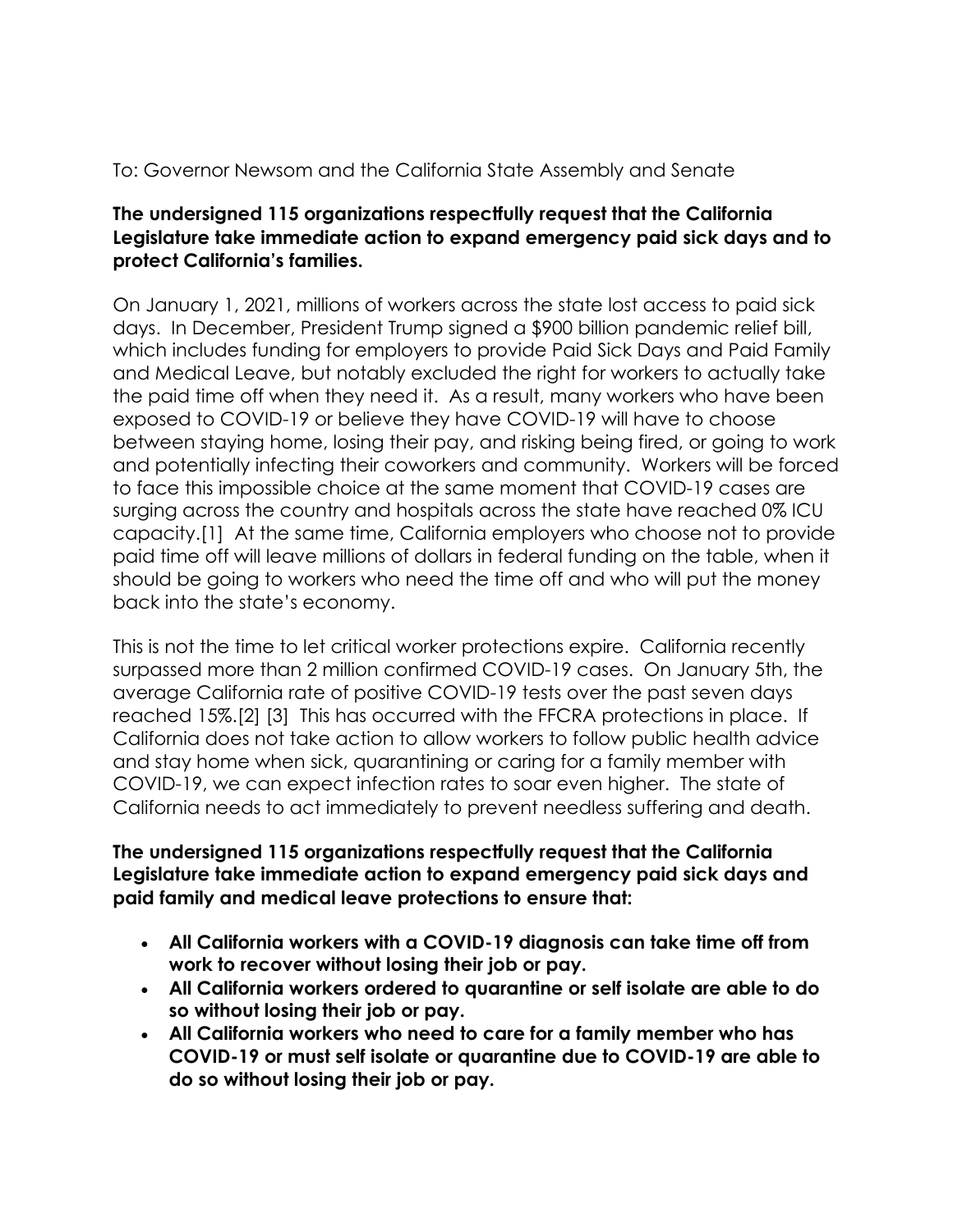To: Governor Newsom and the California State Assembly and Senate

**The undersigned 115 organizations respectfully request that the California Legislature take immediate action to expand emergency paid sick days and to protect California's families.**

On January 1, 2021, millions of workers across the state lost access to paid sick days. In December, President Trump signed a $900 billion pandemic relief bill, which includes funding for employers to provide Paid Sick Days and Paid Family and Medical Leave, but notably excluded the right for workers to actually take the paid time off when they need it. As a result, many workers who have been exposed to COVID-19 or believe they have COVID-19 will have to choose between staying home, losing their pay, and risking being fired, or going to work and potentially infecting their coworkers and community. Workers will be forced to face this impossible choice at the same moment that COVID-19 cases are surging across the country and hospitals across the state have reached 0% ICU capacity.[1] At the same time, California employers who choose not to provide paid time off will leave millions of dollars in federal funding on the table, when it should be going to workers who need the time off and who will put the money back into the state's economy.

This is not the time to let critical worker protections expire. California recently surpassed more than 2 million confirmed COVID-19 cases. On January 5th, the average California rate of positive COVID-19 tests over the past seven days reached 15%.[2] [3] This has occurred with the FFCRA protections in place. If California does not take action to allow workers to follow public health advice and stay home when sick, quarantining or caring for a family member with COVID-19, we can expect infection rates to soar even higher. The state of California needs to act immediately to prevent needless suffering and death.

**The undersigned 115 organizations respectfully request that the California Legislature take immediate action to expand emergency paid sick days and paid family and medical leave protections to ensure that:**

- **All California workers with a COVID-19 diagnosis can take time off from work to recover without losing their job or pay.**
- **All California workers ordered to quarantine or self isolate are able to do so without losing their job or pay.**
- **All California workers who need to care for a family member who has COVID-19 or must self isolate or quarantine due to COVID-19 are able to do so without losing their job or pay.**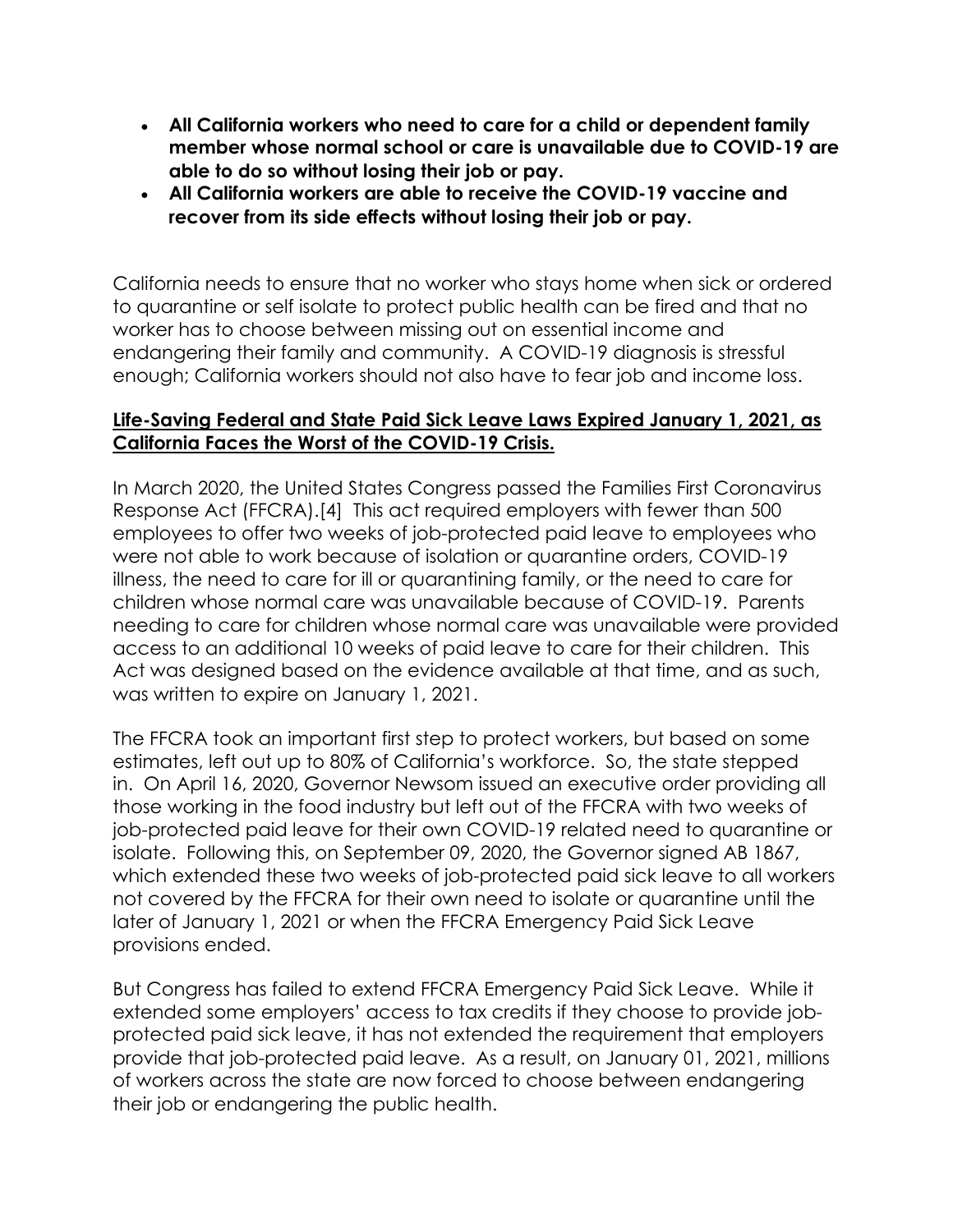- **All California workers who need to care for a child or dependent family member whose normal school or care is unavailable due to COVID-19 are able to do so without losing their job or pay.**
- **All California workers are able to receive the COVID-19 vaccine and recover from its side effects without losing their job or pay.**

California needs to ensure that no worker who stays home when sick or ordered to quarantine or self isolate to protect public health can be fired and that no worker has to choose between missing out on essential income and endangering their family and community. A COVID-19 diagnosis is stressful enough; California workers should not also have to fear job and income loss.

**Life-Saving Federal and State Paid Sick Leave Laws Expired January 1, 2021, as California Faces the Worst of the COVID-19 Crisis.**

In March 2020, the United States Congress passed the Families First Coronavirus Response Act (FFCRA).[4] This act required employers with fewer than 500 employees to offer two weeks of job-protected paid leave to employees who were not able to work because of isolation or quarantine orders, COVID-19 illness, the need to care for ill or quarantining family, or the need to care for children whose normal care was unavailable because of COVID-19. Parents needing to care for children whose normal care was unavailable were provided access to an additional 10 weeks of paid leave to care for their children. This Act was designed based on the evidence available at that time, and as such, was written to expire on January 1, 2021.

The FFCRA took an important first step to protect workers, but based on some estimates, left out up to 80% of California's workforce. So, the state stepped in. On April 16, 2020, Governor Newsom issued an executive order providing all those working in the food industry but left out of the FFCRA with two weeks of job-protected paid leave for their own COVID-19 related need to quarantine or isolate. Following this, on September 09, 2020, the Governor signed AB 1867, which extended these two weeks of job-protected paid sick leave to all workers not covered by the FFCRA for their own need to isolate or quarantine until the later of January 1, 2021 or when the FFCRA Emergency Paid Sick Leave provisions ended.

But Congress has failed to extend FFCRA Emergency Paid Sick Leave. While it extended some employers' access to tax credits if they choose to provide job-protected paid sick leave, it has not extended the requirement that employers provide that job-protected paid leave. As a result, on January 01, 2021, millions of workers across the state are now forced to choose between endangering their job or endangering the public health.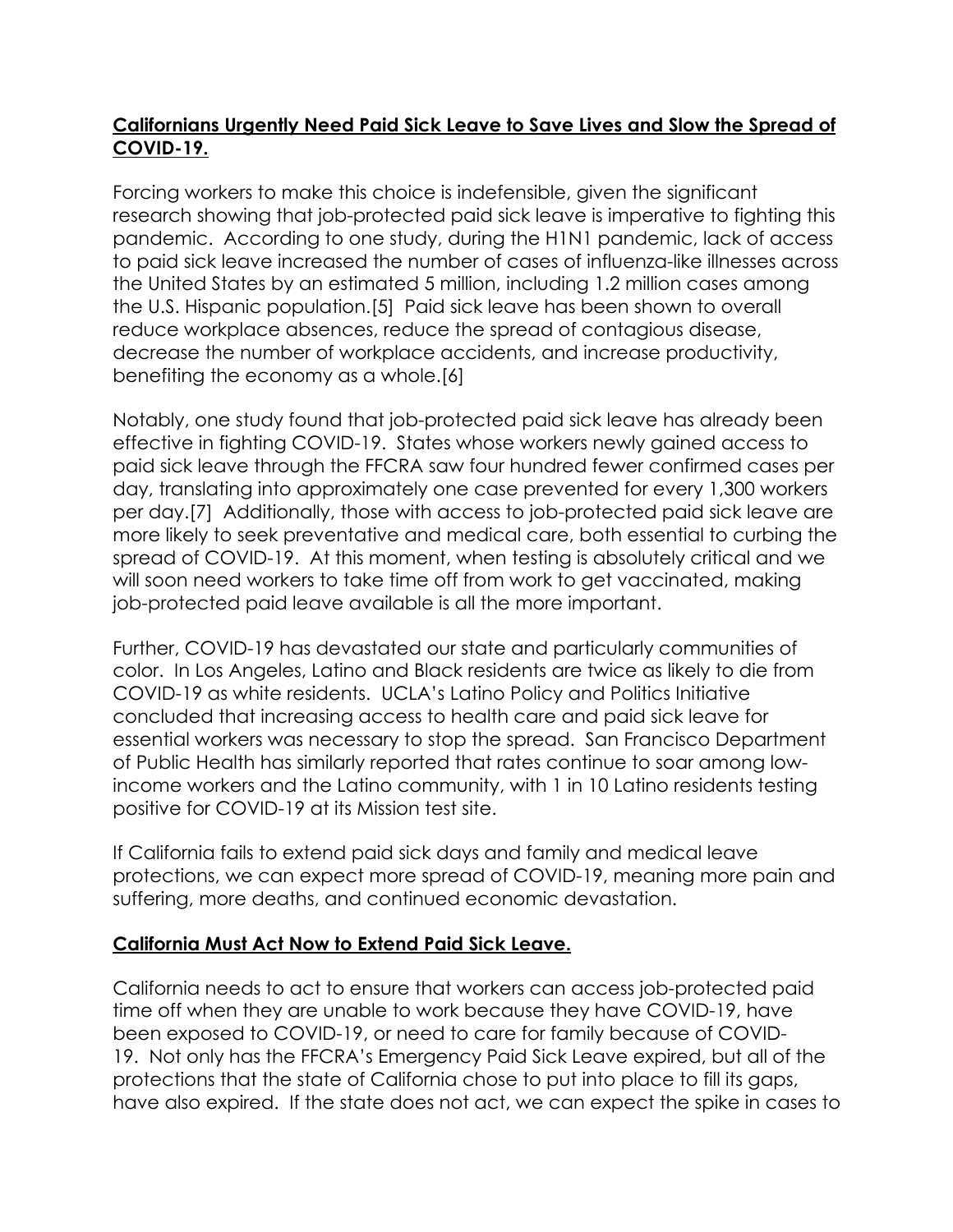**Californians Urgently Need Paid Sick Leave to Save Lives and Slow the Spread of COVID-19.**

Forcing workers to make this choice is indefensible, given the significant research showing that job-protected paid sick leave is imperative to fighting this pandemic. According to one study, during the H1N1 pandemic, lack of access to paid sick leave increased the number of cases of influenza-like illnesses across the United States by an estimated 5 million, including 1.2 million cases among the U.S. Hispanic population.[5] Paid sick leave has been shown to overall reduce workplace absences, reduce the spread of contagious disease, decrease the number of workplace accidents, and increase productivity, benefiting the economy as a whole.[6]

Notably, one study found that job-protected paid sick leave has already been effective in fighting COVID-19. States whose workers newly gained access to paid sick leave through the FFCRA saw four hundred fewer confirmed cases per day, translating into approximately one case prevented for every 1,300 workers per day.[7] Additionally, those with access to job-protected paid sick leave are more likely to seek preventative and medical care, both essential to curbing the spread of COVID-19. At this moment, when testing is absolutely critical and we will soon need workers to take time off from work to get vaccinated, making job-protected paid leave available is all the more important.

Further, COVID-19 has devastated our state and particularly communities of color. In Los Angeles, Latino and Black residents are twice as likely to die from COVID-19 as white residents. UCLA's Latino Policy and Politics Initiative concluded that increasing access to health care and paid sick leave for essential workers was necessary to stop the spread. San Francisco Department of Public Health has similarly reported that rates continue to soar among low-income workers and the Latino community, with 1 in 10 Latino residents testing positive for COVID-19 at its Mission test site.

If California fails to extend paid sick days and family and medical leave protections, we can expect more spread of COVID-19, meaning more pain and suffering, more deaths, and continued economic devastation.

**California Must Act Now to Extend Paid Sick Leave.**

California needs to act to ensure that workers can access job-protected paid time off when they are unable to work because they have COVID-19, have been exposed to COVID-19, or need to care for family because of COVID-19. Not only has the FFCRA's Emergency Paid Sick Leave expired, but all of the protections that the state of California chose to put into place to fill its gaps, have also expired. If the state does not act, we can expect the spike in cases to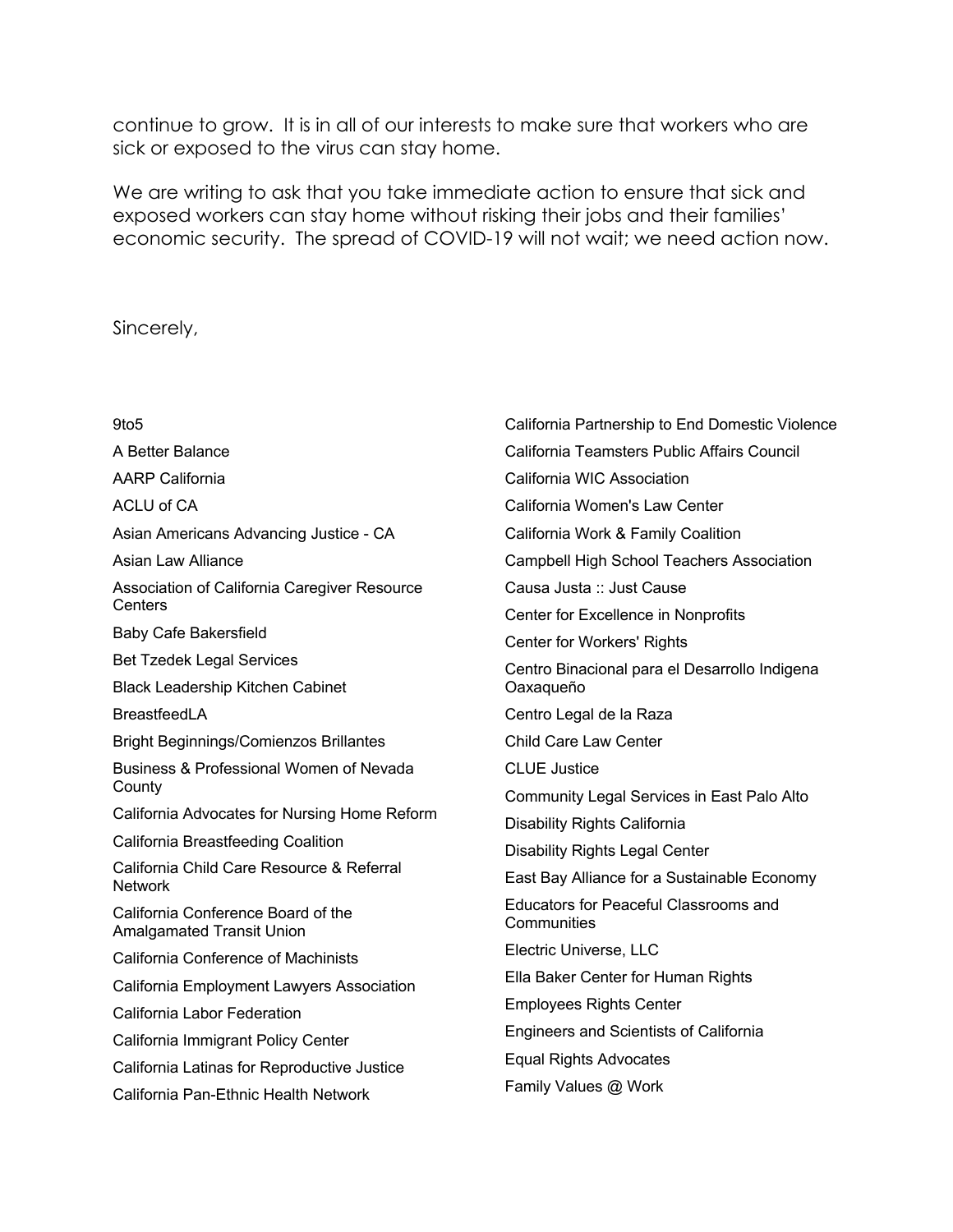continue to grow. It is in all of our interests to make sure that workers who are sick or exposed to the virus can stay home.

We are writing to ask that you take immediate action to ensure that sick and exposed workers can stay home without risking their jobs and their families' economic security. The spread of COVID-19 will not wait; we need action now.

Sincerely,

9to5

A Better Balance

AARP California

ACLU of CA

Asian Americans Advancing Justice - CA

Asian Law Alliance

Association of California Caregiver Resource Centers

Baby Cafe Bakersfield

Bet Tzedek Legal Services

Black Leadership Kitchen Cabinet

BreastfeedLA

Bright Beginnings/Comienzos Brillantes

Business & Professional Women of Nevada County

California Advocates for Nursing Home Reform

California Breastfeeding Coalition

California Child Care Resource & Referral Network

California Conference Board of the Amalgamated Transit Union

California Conference of Machinists

California Employment Lawyers Association

California Labor Federation

California Immigrant Policy Center

California Latinas for Reproductive Justice

California Pan-Ethnic Health Network

California Partnership to End Domestic Violence

California Teamsters Public Affairs Council

California WIC Association

California Women's Law Center

California Work & Family Coalition

Campbell High School Teachers Association

Causa Justa :: Just Cause

Center for Excellence in Nonprofits

Center for Workers' Rights

Centro Binacional para el Desarrollo Indigena Oaxaqueño

Centro Legal de la Raza

Child Care Law Center

CLUE Justice

Community Legal Services in East Palo Alto

Disability Rights California

Disability Rights Legal Center

East Bay Alliance for a Sustainable Economy

Educators for Peaceful Classrooms and Communities

Electric Universe, LLC

Ella Baker Center for Human Rights

Employees Rights Center

Engineers and Scientists of California

Equal Rights Advocates

Family Values @ Work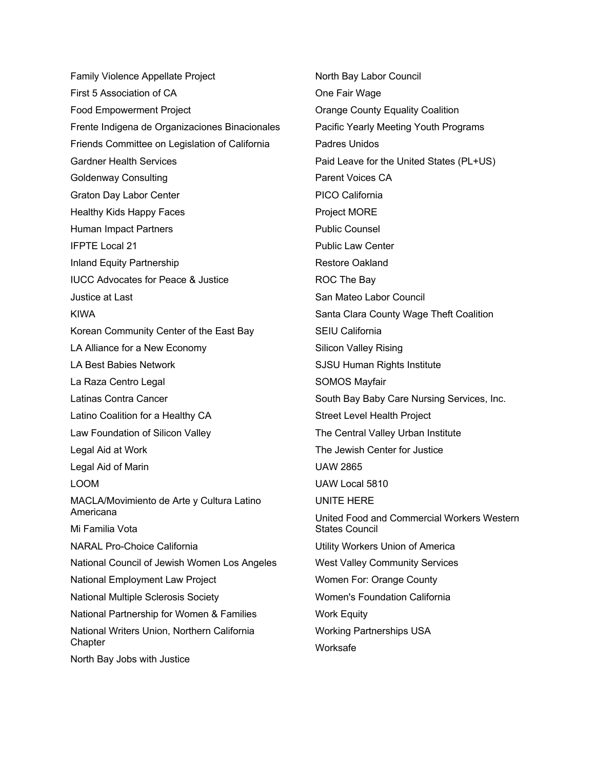Family Violence Appellate Project
First 5 Association of CA
Food Empowerment Project
Frente Indigena de Organizaciones Binacionales
Friends Committee on Legislation of California
Gardner Health Services
Goldenway Consulting
Graton Day Labor Center
Healthy Kids Happy Faces
Human Impact Partners
IFPTE Local 21
Inland Equity Partnership
IUCC Advocates for Peace & Justice
Justice at Last
KIWA
Korean Community Center of the East Bay
LA Alliance for a New Economy
LA Best Babies Network
La Raza Centro Legal
Latinas Contra Cancer
Latino Coalition for a Healthy CA
Law Foundation of Silicon Valley
Legal Aid at Work
Legal Aid of Marin
LOOM
MACLA/Movimiento de Arte y Cultura Latino Americana
Mi Familia Vota
NARAL Pro-Choice California
National Council of Jewish Women Los Angeles
National Employment Law Project
National Multiple Sclerosis Society
National Partnership for Women & Families
National Writers Union, Northern California Chapter
North Bay Jobs with Justice
North Bay Labor Council
One Fair Wage
Orange County Equality Coalition
Pacific Yearly Meeting Youth Programs
Padres Unidos
Paid Leave for the United States (PL+US)
Parent Voices CA
PICO California
Project MORE
Public Counsel
Public Law Center
Restore Oakland
ROC The Bay
San Mateo Labor Council
Santa Clara County Wage Theft Coalition
SEIU California
Silicon Valley Rising
SJSU Human Rights Institute
SOMOS Mayfair
South Bay Baby Care Nursing Services, Inc.
Street Level Health Project
The Central Valley Urban Institute
The Jewish Center for Justice
UAW 2865
UAW Local 5810
UNITE HERE
United Food and Commercial Workers Western States Council
Utility Workers Union of America
West Valley Community Services
Women For: Orange County
Women's Foundation California
Work Equity
Working Partnerships USA
Worksafe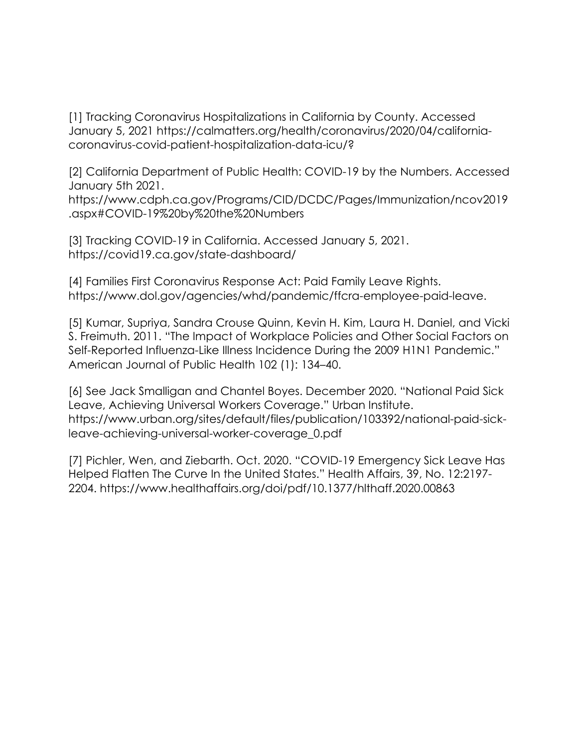[1] Tracking Coronavirus Hospitalizations in California by County. Accessed January 5, 2021 https://calmatters.org/health/coronavirus/2020/04/california-coronavirus-covid-patient-hospitalization-data-icu/?

[2] California Department of Public Health: COVID-19 by the Numbers. Accessed January 5th 2021. https://www.cdph.ca.gov/Programs/CID/DCDC/Pages/Immunization/ncov2019.aspx#COVID-19%20by%20the%20Numbers

[3] Tracking COVID-19 in California. Accessed January 5, 2021. https://covid19.ca.gov/state-dashboard/

[4] Families First Coronavirus Response Act: Paid Family Leave Rights. https://www.dol.gov/agencies/whd/pandemic/ffcra-employee-paid-leave.

[5] Kumar, Supriya, Sandra Crouse Quinn, Kevin H. Kim, Laura H. Daniel, and Vicki S. Freimuth. 2011. "The Impact of Workplace Policies and Other Social Factors on Self-Reported Influenza-Like Illness Incidence During the 2009 H1N1 Pandemic." American Journal of Public Health 102 (1): 134–40.

[6] See Jack Smalligan and Chantel Boyes. December 2020. "National Paid Sick Leave, Achieving Universal Workers Coverage." Urban Institute. https://www.urban.org/sites/default/files/publication/103392/national-paid-sick-leave-achieving-universal-worker-coverage_0.pdf

[7] Pichler, Wen, and Ziebarth. Oct. 2020. "COVID-19 Emergency Sick Leave Has Helped Flatten The Curve In the United States." Health Affairs, 39, No. 12:2197-2204. https://www.healthaffairs.org/doi/pdf/10.1377/hlthaff.2020.00863